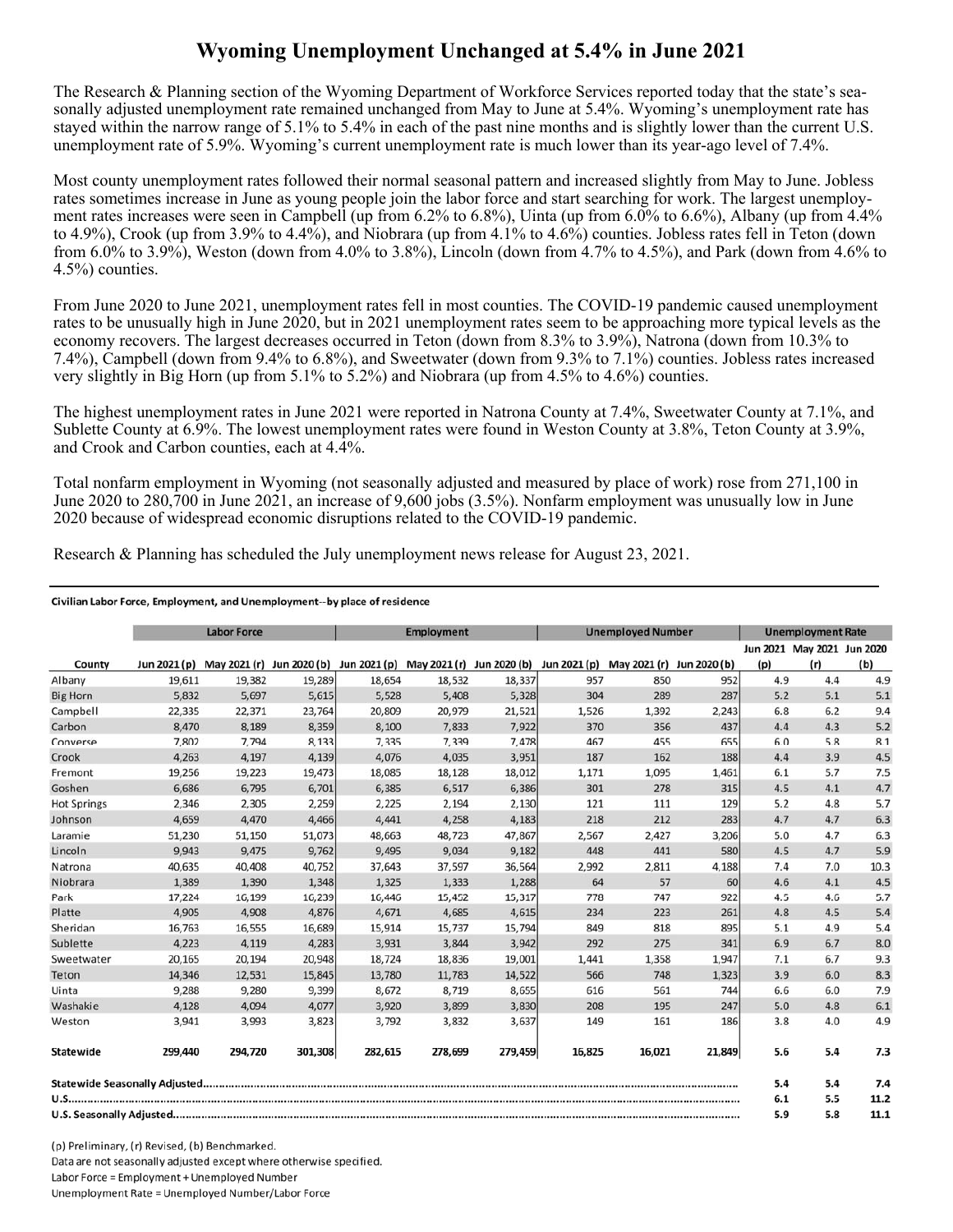# Wyoming Unemployment Unchanged at 5.4% in June 2021

The Research & Planning section of the Wyoming Department of Workforce Services reported today that the state's seasonally adjusted unemployment rate remained unchanged from May to June at 5.4%. Wyoming's unemployment rate has stayed within the narrow range of 5.1% to 5.4% in each of the past nine months and is slightly lower than the current U.S. unemployment rate of 5.9%. Wyoming's current unemployment rate is much lower than its year-ago level of 7.4%.

Most county unemployment rates followed their normal seasonal pattern and increased slightly from May to June. Jobless rates sometimes increase in June as young people join the labor force and start searching for work. The largest unemployment rates increases were seen in Campbell (up from 6.2% to 6.8%), Uinta (up from 6.0% to 6.6%), Albany (up from 4.4% to 4.9%), Crook (up from 3.9% to 4.4%), and Niobrara (up from 4.1% to 4.6%) counties. Jobless rates fell in Teton (down from 6.0% to 3.9%), Weston (down from 4.0% to 3.8%), Lincoln (down from 4.7% to 4.5%), and Park (down from 4.6% to 4.5%) counties.

From June 2020 to June 2021, unemployment rates fell in most counties. The COVID-19 pandemic caused unemployment rates to be unusually high in June 2020, but in 2021 unemployment rates seem to be approaching more typical levels as the economy recovers. The largest decreases occurred in Teton (down from 8.3% to 3.9%), Natrona (down from 10.3% to 7.4%), Campbell (down from 9.4% to 6.8%), and Sweetwater (down from 9.3% to 7.1%) counties. Jobless rates increased very slightly in Big Horn (up from 5.1% to 5.2%) and Niobrara (up from 4.5% to 4.6%) counties.

The highest unemployment rates in June 2021 were reported in Natrona County at 7.4%, Sweetwater County at 7.1%, and Sublette County at 6.9%. The lowest unemployment rates were found in Weston County at 3.8%, Teton County at 3.9%, and Crook and Carbon counties, each at 4.4%.

Total nonfarm employment in Wyoming (not seasonally adjusted and measured by place of work) rose from 271,100 in June 2020 to 280,700 in June 2021, an increase of 9,600 jobs (3.5%). Nonfarm employment was unusually low in June 2020 because of widespread economic disruptions related to the COVID-19 pandemic.

Research & Planning has scheduled the July unemployment news release for August 23, 2021.

**Civilian Labor Force, Employment, and Unemployment--by place of residence**

| | Labor Force | | | Employment | | | Unemployed Number | | | Unemployment Rate | | |
|---|---|---|---|---|---|---|---|---|---|---|---|---|
| County | Jun 2021 (p) | May 2021 (r) | Jun 2020 (b) | Jun 2021 (p) | May 2021 (r) | Jun 2020 (b) | Jun 2021 (p) | May 2021 (r) | Jun 2020 (b) | Jun 2021 (p) | May 2021 (r) | Jun 2020 (b) |
| Albany | 19,611 | 19,382 | 19,289 | 18,654 | 18,532 | 18,337 | 957 | 850 | 952 | 4.9 | 4.4 | 4.9 |
| Big Horn | 5,832 | 5,697 | 5,615 | 5,528 | 5,408 | 5,328 | 304 | 289 | 287 | 5.2 | 5.1 | 5.1 |
| Campbell | 22,335 | 22,371 | 23,764 | 20,809 | 20,979 | 21,521 | 1,526 | 1,392 | 2,243 | 6.8 | 6.2 | 9.4 |
| Carbon | 8,470 | 8,189 | 8,359 | 8,100 | 7,833 | 7,922 | 370 | 356 | 437 | 4.4 | 4.3 | 5.2 |
| Converse | 7,802 | 7,794 | 8,133 | 7,335 | 7,339 | 7,478 | 467 | 455 | 655 | 6.0 | 5.8 | 8.1 |
| Crook | 4,263 | 4,197 | 4,139 | 4,076 | 4,035 | 3,951 | 187 | 162 | 188 | 4.4 | 3.9 | 4.5 |
| Fremont | 19,256 | 19,223 | 19,473 | 18,085 | 18,128 | 18,012 | 1,171 | 1,095 | 1,461 | 6.1 | 5.7 | 7.5 |
| Goshen | 6,686 | 6,795 | 6,701 | 6,385 | 6,517 | 6,386 | 301 | 278 | 315 | 4.5 | 4.1 | 4.7 |
| Hot Springs | 2,346 | 2,305 | 2,259 | 2,225 | 2,194 | 2,130 | 121 | 111 | 129 | 5.2 | 4.8 | 5.7 |
| Johnson | 4,659 | 4,470 | 4,466 | 4,441 | 4,258 | 4,183 | 218 | 212 | 283 | 4.7 | 4.7 | 6.3 |
| Laramie | 51,230 | 51,150 | 51,073 | 48,663 | 48,723 | 47,867 | 2,567 | 2,427 | 3,206 | 5.0 | 4.7 | 6.3 |
| Lincoln | 9,943 | 9,475 | 9,762 | 9,495 | 9,034 | 9,182 | 448 | 441 | 580 | 4.5 | 4.7 | 5.9 |
| Natrona | 40,635 | 40,408 | 40,752 | 37,643 | 37,597 | 36,564 | 2,992 | 2,811 | 4,188 | 7.4 | 7.0 | 10.3 |
| Niobrara | 1,389 | 1,390 | 1,348 | 1,325 | 1,333 | 1,288 | 64 | 57 | 60 | 4.6 | 4.1 | 4.5 |
| Park | 17,224 | 16,199 | 16,239 | 16,446 | 15,452 | 15,317 | 778 | 747 | 922 | 4.5 | 4.6 | 5.7 |
| Platte | 4,905 | 4,908 | 4,876 | 4,671 | 4,685 | 4,615 | 234 | 223 | 261 | 4.8 | 4.5 | 5.4 |
| Sheridan | 16,763 | 16,555 | 16,689 | 15,914 | 15,737 | 15,794 | 849 | 818 | 895 | 5.1 | 4.9 | 5.4 |
| Sublette | 4,223 | 4,119 | 4,283 | 3,931 | 3,844 | 3,942 | 292 | 275 | 341 | 6.9 | 6.7 | 8.0 |
| Sweetwater | 20,165 | 20,194 | 20,948 | 18,724 | 18,836 | 19,001 | 1,441 | 1,358 | 1,947 | 7.1 | 6.7 | 9.3 |
| Teton | 14,346 | 12,531 | 15,845 | 13,780 | 11,783 | 14,522 | 566 | 748 | 1,323 | 3.9 | 6.0 | 8.3 |
| Uinta | 9,288 | 9,280 | 9,399 | 8,672 | 8,719 | 8,655 | 616 | 561 | 744 | 6.6 | 6.0 | 7.9 |
| Washakie | 4,128 | 4,094 | 4,077 | 3,920 | 3,899 | 3,830 | 208 | 195 | 247 | 5.0 | 4.8 | 6.1 |
| Weston | 3,941 | 3,993 | 3,823 | 3,792 | 3,832 | 3,637 | 149 | 161 | 186 | 3.8 | 4.0 | 4.9 |
| **Statewide** | **299,440** | **294,720** | **301,308** | **282,615** | **278,699** | **279,459** | **16,825** | **16,021** | **21,849** | **5.6** | **5.4** | **7.3** |
| **Statewide Seasonally Adjusted** | | | | | | | | | | **5.4** | **5.4** | **7.4** |
| **U.S.** | | | | | | | | | | **6.1** | **5.5** | **11.2** |
| **U.S. Seasonally Adjusted** | | | | | | | | | | **5.9** | **5.8** | **11.1** |

(p) Preliminary, (r) Revised, (b) Benchmarked.
Data are not seasonally adjusted except where otherwise specified.
Labor Force = Employment + Unemployed Number
Unemployment Rate = Unemployed Number/Labor Force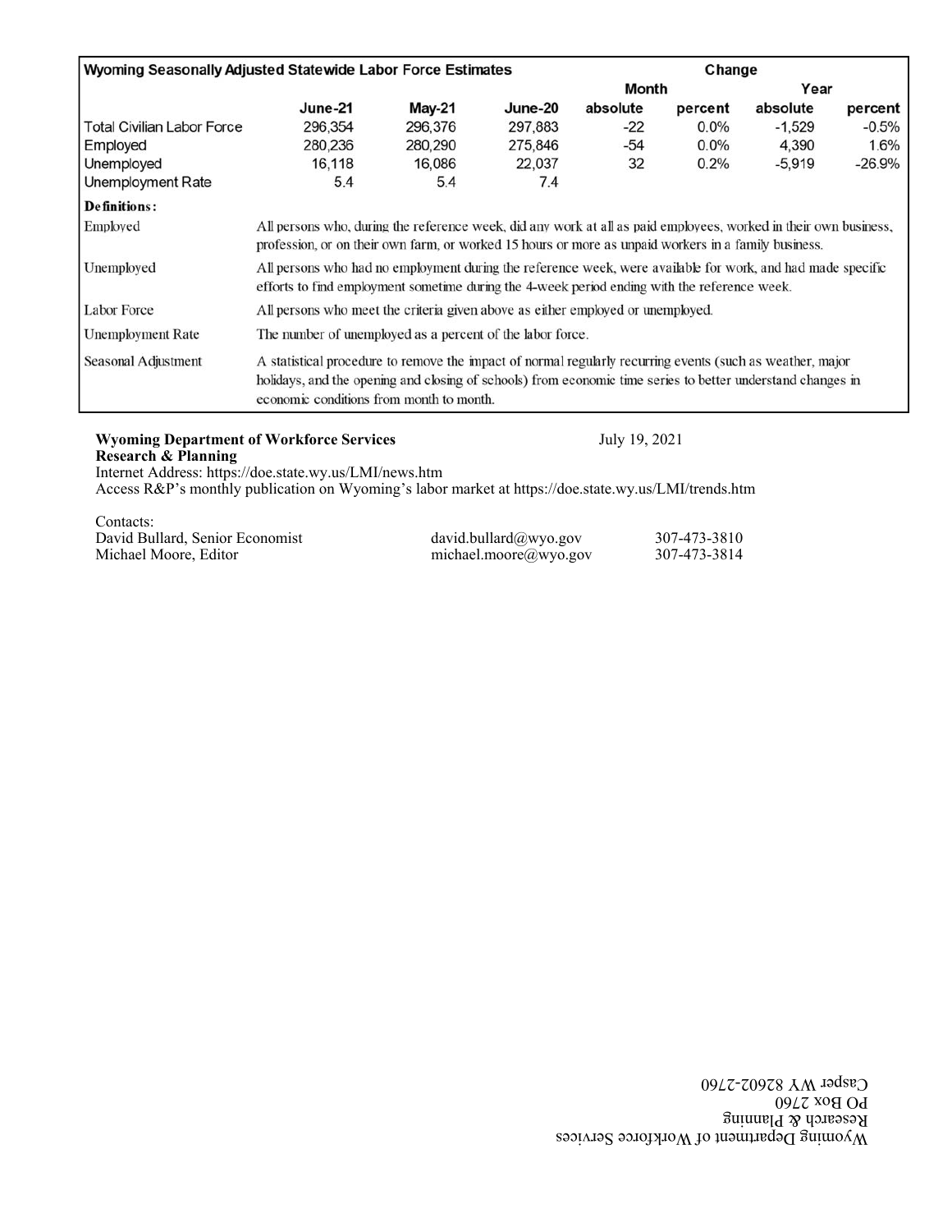| Wyoming Seasonally Adjusted Statewide Labor Force Estimates | | | | Change | | | |
|---|---|---|---|---|---|---|---|
| | | | | Month | | Year | |
| | June-21 | May-21 | June-20 | absolute | percent | absolute | percent |
| Total Civilian Labor Force | 296,354 | 296,376 | 297,883 | -22 | 0.0% | -1,529 | -0.5% |
| Employed | 280,236 | 280,290 | 275,846 | -54 | 0.0% | 4,390 | 1.6% |
| Unemployed | 16,118 | 16,086 | 22,037 | 32 | 0.2% | -5,919 | -26.9% |
| Unemployment Rate | 5.4 | 5.4 | 7.4 | | | | |

**Definitions:**

| | |
|---|---|
| Employed | All persons who, during the reference week, did any work at all as paid employees, worked in their own business, profession, or on their own farm, or worked 15 hours or more as unpaid workers in a family business. |
| Unemployed | All persons who had no employment during the reference week, were available for work, and had made specific efforts to find employment sometime during the 4-week period ending with the reference week. |
| Labor Force | All persons who meet the criteria given above as either employed or unemployed. |
| Unemployment Rate | The number of unemployed as a percent of the labor force. |
| Seasonal Adjustment | A statistical procedure to remove the impact of normal regularly recurring events (such as weather, major holidays, and the opening and closing of schools) from economic time series to better understand changes in economic conditions from month to month. |

**Wyoming Department of Workforce Services**
**Research & Planning**
July 19, 2021

Internet Address: https://doe.state.wy.us/LMI/news.htm
Access R&P's monthly publication on Wyoming's labor market at https://doe.state.wy.us/LMI/trends.htm

Contacts:

| | | |
|---|---|---|
| David Bullard, Senior Economist | david.bullard@wyo.gov | 307-473-3810 |
| Michael Moore, Editor | michael.moore@wyo.gov | 307-473-3814 |

Wyoming Department of Workforce Services
Research & Planning
PO Box 2760
Casper WY 82602-2760